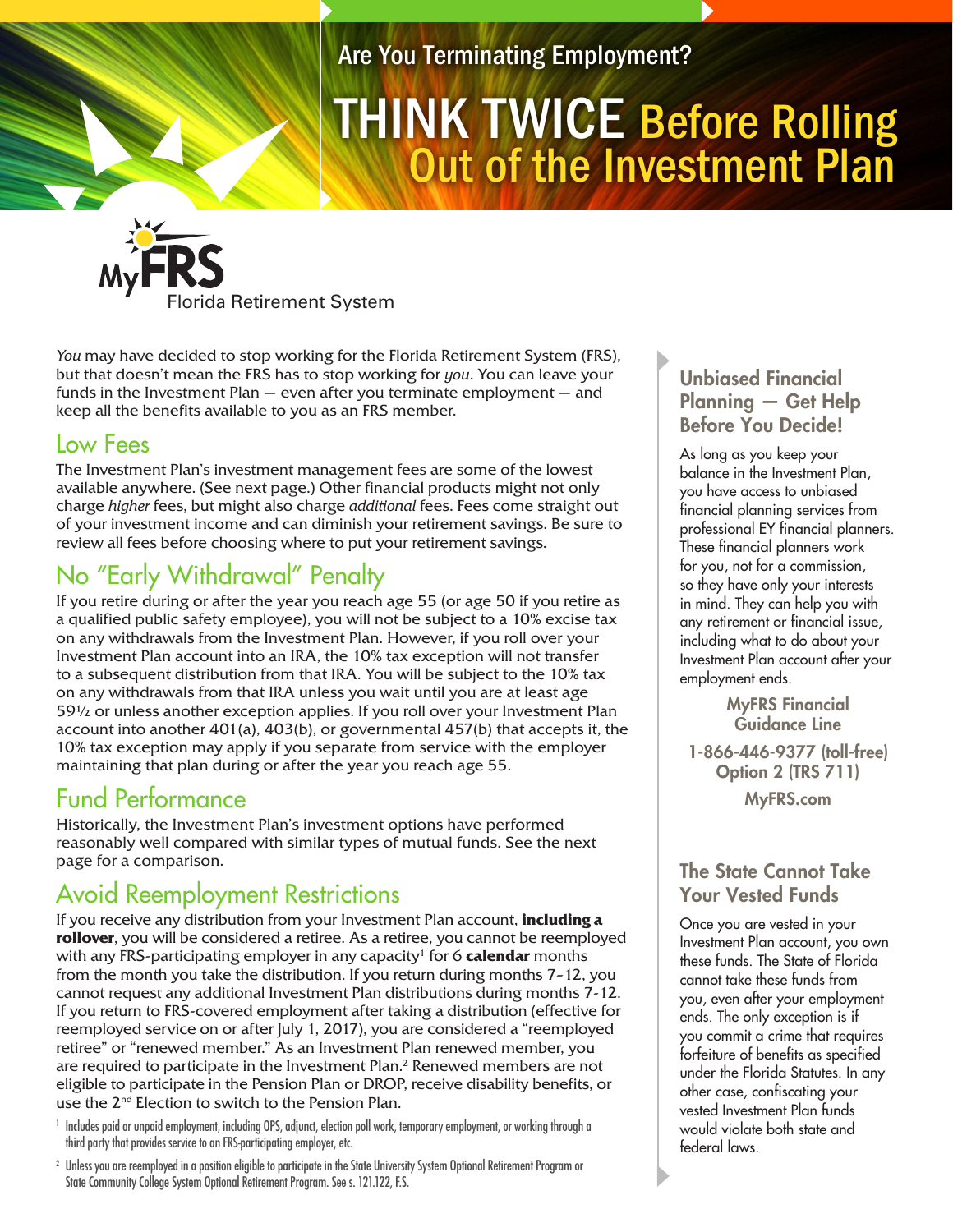Are You Terminating Employment?

# THINK TWICE Before Rolling Out of the Investment Plan

MyFRS Florida Retirement System

*You* may have decided to stop working for the Florida Retirement System (FRS), but that doesn't mean the FRS has to stop working for *you*. You can leave your funds in the Investment Plan — even after you terminate employment — and keep all the benefits available to you as an FRS member.

## Low Fees

The Investment Plan's investment management fees are some of the lowest available anywhere. (See next page.) Other financial products might not only charge *higher* fees, but might also charge *additional* fees. Fees come straight out of your investment income and can diminish your retirement savings. Be sure to review all fees before choosing where to put your retirement savings.

## No "Early Withdrawal" Penalty

If you retire during or after the year you reach age 55 (or age 50 if you retire as a qualified public safety employee), you will not be subject to a 10% excise tax on any withdrawals from the Investment Plan. However, if you roll over your Investment Plan account into an IRA, the 10% tax exception will not transfer to a subsequent distribution from that IRA. You will be subject to the 10% tax on any withdrawals from that IRA unless you wait until you are at least age 59½ or unless another exception applies. If you roll over your Investment Plan account into another 401(a), 403(b), or governmental 457(b) that accepts it, the 10% tax exception may apply if you separate from service with the employer maintaining that plan during or after the year you reach age 55.

## Fund Performance

Historically, the Investment Plan's investment options have performed reasonably well compared with similar types of mutual funds. See the next page for a comparison.

## Avoid Reemployment Restrictions

If you receive any distribution from your Investment Plan account, **including a rollover**, you will be considered a retiree. As a retiree, you cannot be reemployed with any FRS-participating employer in any capacity[1] for 6 **calendar** months from the month you take the distribution. If you return during months 7-12, you cannot request any additional Investment Plan distributions during months 7-12. If you return to FRS-covered employment after taking a distribution (effective for reemployed service on or after July 1, 2017), you are considered a "reemployed retiree" or "renewed member." As an Investment Plan renewed member, you are required to participate in the Investment Plan.[2] Renewed members are not eligible to participate in the Pension Plan or DROP, receive disability benefits, or use the 2nd Election to switch to the Pension Plan.

[1] Includes paid or unpaid employment, including OPS, adjunct, election poll work, temporary employment, or working through a third party that provides service to an FRS-participating employer, etc.

[2] Unless you are reemployed in a position eligible to participate in the State University System Optional Retirement Program or State Community College System Optional Retirement Program. See s. 121.122, F.S.

## Unbiased Financial Planning — Get Help Before You Decide!

As long as you keep your balance in the Investment Plan, you have access to unbiased financial planning services from professional EY financial planners. These financial planners work for you, not for a commission, so they have only your interests in mind. They can help you with any retirement or financial issue, including what to do about your Investment Plan account after your employment ends.

**MyFRS Financial Guidance Line**

**1-866-446-9377 (toll-free) Option 2 (TRS 711)**

**MyFRS.com**

## The State Cannot Take Your Vested Funds

Once you are vested in your Investment Plan account, you own these funds. The State of Florida cannot take these funds from you, even after your employment ends. The only exception is if you commit a crime that requires forfeiture of benefits as specified under the Florida Statutes. In any other case, confiscating your vested Investment Plan funds would violate both state and federal laws.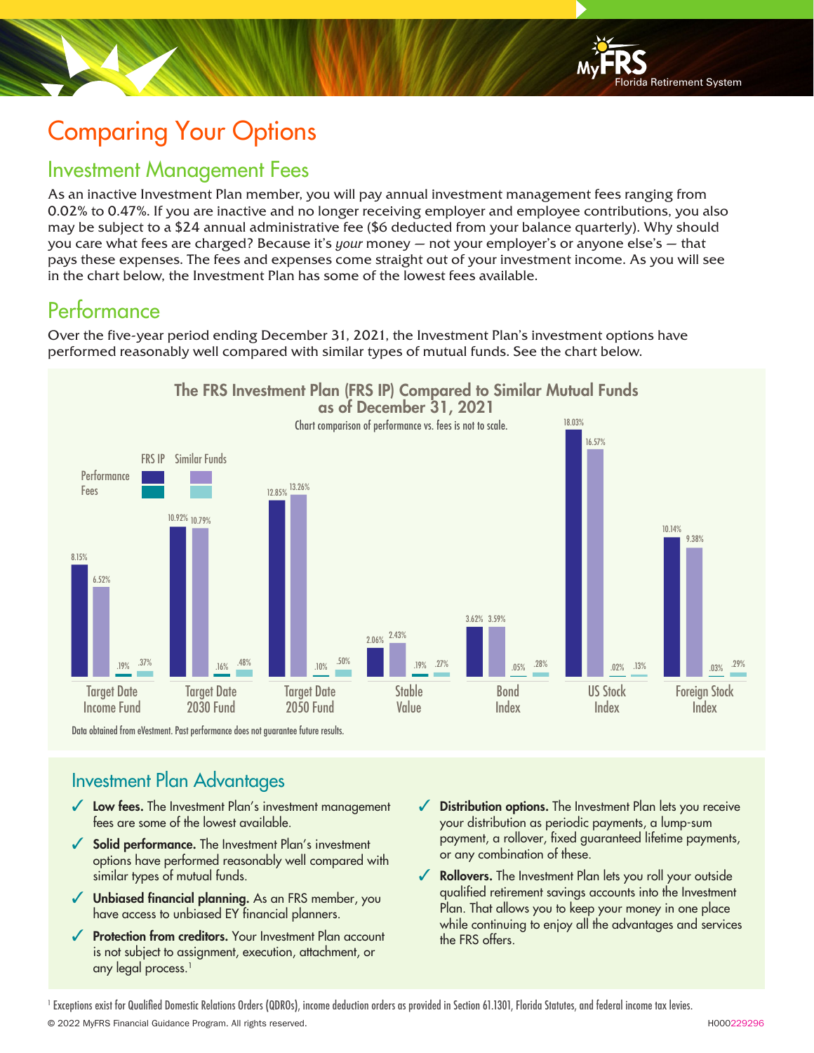# Comparing Your Options

## Investment Management Fees

As an inactive Investment Plan member, you will pay annual investment management fees ranging from 0.02% to 0.47%. If you are inactive and no longer receiving employer and employee contributions, you also may be subject to a $24 annual administrative fee ($6 deducted from your balance quarterly). Why should you care what fees are charged? Because it's *your* money — not your employer's or anyone else's — that pays these expenses. The fees and expenses come straight out of your investment income. As you will see in the chart below, the Investment Plan has some of the lowest fees available.

## Performance

Over the five-year period ending December 31, 2021, the Investment Plan's investment options have performed reasonably well compared with similar types of mutual funds. See the chart below.

**The FRS Investment Plan (FRS IP) Compared to Similar Mutual Funds as of December 31, 2021**

Chart comparison of performance vs. fees is not to scale.

FRS IP | Similar Funds
Performance
Fees

Target Date Income Fund: 8.15% | 6.52% | .19% | .37%
Target Date 2030 Fund: 10.92% | 10.79% | .16% | .48%
Target Date 2050 Fund: 12.85% | 13.26% | .10% | .50%
Stable Value: 2.06% | 2.43% | .19% | .27%
Bond Index: 3.62% | 3.59% | .05% | .28%
US Stock Index: 18.03% | 16.57% | .02% | .13%
Foreign Stock Index: 10.14% | 9.38% | .03% | .29%

Data obtained from eVestment. Past performance does not guarantee future results.

## Investment Plan Advantages

- ✓ **Low fees.** The Investment Plan's investment management fees are some of the lowest available.
- ✓ **Solid performance.** The Investment Plan's investment options have performed reasonably well compared with similar types of mutual funds.
- ✓ **Unbiased financial planning.** As an FRS member, you have access to unbiased EY financial planners.
- ✓ **Protection from creditors.** Your Investment Plan account is not subject to assignment, execution, attachment, or any legal process.[1]
- ✓ **Distribution options.** The Investment Plan lets you receive your distribution as periodic payments, a lump-sum payment, a rollover, fixed guaranteed lifetime payments, or any combination of these.
- ✓ **Rollovers.** The Investment Plan lets you roll your outside qualified retirement savings accounts into the Investment Plan. That allows you to keep your money in one place while continuing to enjoy all the advantages and services the FRS offers.

[1] Exceptions exist for Qualified Domestic Relations Orders (QDROs), income deduction orders as provided in Section 61.1301, Florida Statutes, and federal income tax levies.

© 2022 MyFRS Financial Guidance Program. All rights reserved.

H000229296